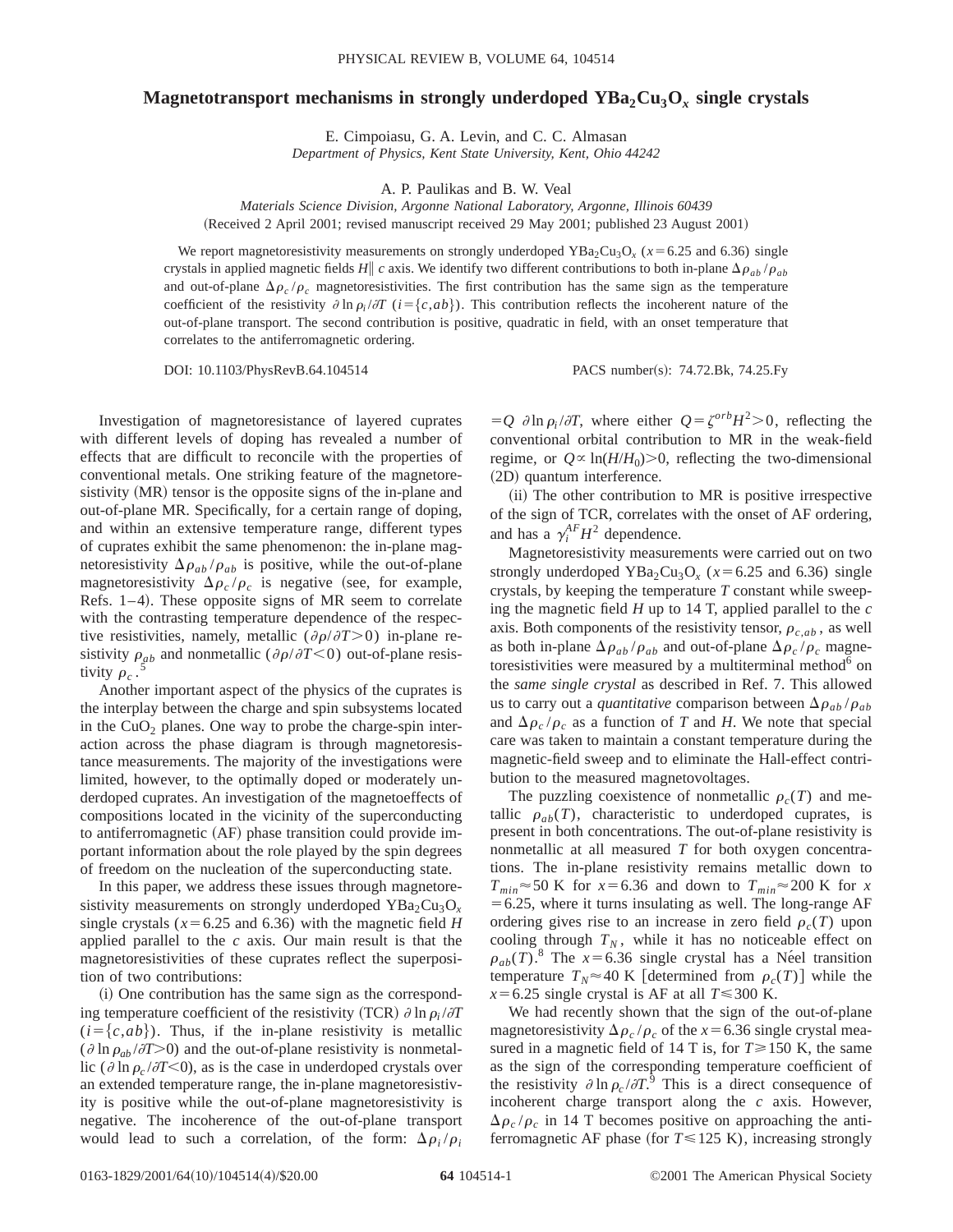# Magnetotransport mechanisms in strongly underdoped $YBa_2Cu_3O_x$ single crystals

E. Cimpoiasu, G. A. Levin, and C. C. Almasan
*Department of Physics, Kent State University, Kent, Ohio 44242*

A. P. Paulikas and B. W. Veal
*Materials Science Division, Argonne National Laboratory, Argonne, Illinois 60439*
(Received 2 April 2001; revised manuscript received 29 May 2001; published 23 August 2001)

We report magnetoresistivity measurements on strongly underdoped $YBa_2Cu_3O_x$ ($x=6.25$ and 6.36) single crystals in applied magnetic fields $H\parallel c$ axis. We identify two different contributions to both in-plane $\Delta\rho_{ab}/\rho_{ab}$ and out-of-plane $\Delta\rho_c/\rho_c$ magnetoresistivities. The first contribution has the same sign as the temperature coefficient of the resistivity $\partial \ln \rho_i/\partial T$ ($i=\{c,ab\}$). This contribution reflects the incoherent nature of the out-of-plane transport. The second contribution is positive, quadratic in field, with an onset temperature that correlates to the antiferromagnetic ordering.

DOI: 10.1103/PhysRevB.64.104514 PACS number(s): 74.72.Bk, 74.25.Fy

Investigation of magnetoresistance of layered cuprates with different levels of doping has revealed a number of effects that are difficult to reconcile with the properties of conventional metals. One striking feature of the magnetoresistivity (MR) tensor is the opposite signs of the in-plane and out-of-plane MR. Specifically, for a certain range of doping, and within an extensive temperature range, different types of cuprates exhibit the same phenomenon: the in-plane magnetoresistivity $\Delta\rho_{ab}/\rho_{ab}$ is positive, while the out-of-plane magnetoresistivity $\Delta\rho_c/\rho_c$ is negative (see, for example, Refs. 1–4). These opposite signs of MR seem to correlate with the contrasting temperature dependence of the respective resistivities, namely, metallic ($\partial\rho/\partial T>0$) in-plane resistivity $\rho_{ab}$ and nonmetallic ($\partial\rho/\partial T<0$) out-of-plane resistivity $\rho_c$.[5]

Another important aspect of the physics of the cuprates is the interplay between the charge and spin subsystems located in the $CuO_2$ planes. One way to probe the charge-spin interaction across the phase diagram is through magnetoresistance measurements. The majority of the investigations were limited, however, to the optimally doped or moderately underdoped cuprates. An investigation of the magnetoeffects of compositions located in the vicinity of the superconducting to antiferromagnetic (AF) phase transition could provide important information about the role played by the spin degrees of freedom on the nucleation of the superconducting state.

In this paper, we address these issues through magnetoresistivity measurements on strongly underdoped $YBa_2Cu_3O_x$ single crystals ($x=6.25$ and 6.36) with the magnetic field $H$ applied parallel to the $c$ axis. Our main result is that the magnetoresistivities of these cuprates reflect the superposition of two contributions:

(i) One contribution has the same sign as the corresponding temperature coefficient of the resistivity (TCR) $\partial \ln \rho_i/\partial T$ ($i=\{c,ab\}$). Thus, if the in-plane resistivity is metallic ($\partial \ln \rho_{ab}/\partial T>0$) and the out-of-plane resistivity is nonmetallic ($\partial \ln \rho_c/\partial T<0$), as is the case in underdoped crystals over an extended temperature range, the in-plane magnetoresistivity is positive while the out-of-plane magnetoresistivity is negative. The incoherence of the out-of-plane transport would lead to such a correlation, of the form: $\Delta\rho_i/\rho_i = Q\ \partial \ln \rho_i/\partial T$, where either $Q=\zeta^{orb}H^2>0$, reflecting the conventional orbital contribution to MR in the weak-field regime, or $Q\propto \ln(H/H_0)>0$, reflecting the two-dimensional (2D) quantum interference.

(ii) The other contribution to MR is positive irrespective of the sign of TCR, correlates with the onset of AF ordering, and has a $\gamma_i^{AF}H^2$ dependence.

Magnetoresistivity measurements were carried out on two strongly underdoped $YBa_2Cu_3O_x$ ($x=6.25$ and 6.36) single crystals, by keeping the temperature $T$ constant while sweeping the magnetic field $H$ up to 14 T, applied parallel to the $c$ axis. Both components of the resistivity tensor, $\rho_{c,ab}$, as well as both in-plane $\Delta\rho_{ab}/\rho_{ab}$ and out-of-plane $\Delta\rho_c/\rho_c$ magnetoresistivities were measured by a multiterminal method[6] on the *same single crystal* as described in Ref. 7. This allowed us to carry out a *quantitative* comparison between $\Delta\rho_{ab}/\rho_{ab}$ and $\Delta\rho_c/\rho_c$ as a function of $T$ and $H$. We note that special care was taken to maintain a constant temperature during the magnetic-field sweep and to eliminate the Hall-effect contribution to the measured magnetovoltages.

The puzzling coexistence of nonmetallic $\rho_c(T)$ and metallic $\rho_{ab}(T)$, characteristic to underdoped cuprates, is present in both concentrations. The out-of-plane resistivity is nonmetallic at all measured $T$ for both oxygen concentrations. The in-plane resistivity remains metallic down to $T_{min}\approx 50$ K for $x=6.36$ and down to $T_{min}\approx 200$ K for $x=6.25$, where it turns insulating as well. The long-range AF ordering gives rise to an increase in zero field $\rho_c(T)$ upon cooling through $T_N$, while it has no noticeable effect on $\rho_{ab}(T)$.[8] The $x=6.36$ single crystal has a Néel transition temperature $T_N\approx 40$ K [determined from $\rho_c(T)$] while the $x=6.25$ single crystal is AF at all $T\leqslant 300$ K.

We had recently shown that the sign of the out-of-plane magnetoresistivity $\Delta\rho_c/\rho_c$ of the $x=6.36$ single crystal measured in a magnetic field of 14 T is, for $T\geqslant 150$ K, the same as the sign of the corresponding temperature coefficient of the resistivity $\partial \ln \rho_c/\partial T$.[9] This is a direct consequence of incoherent charge transport along the $c$ axis. However, $\Delta\rho_c/\rho_c$ in 14 T becomes positive on approaching the antiferromagnetic AF phase (for $T\leqslant 125$ K), increasing strongly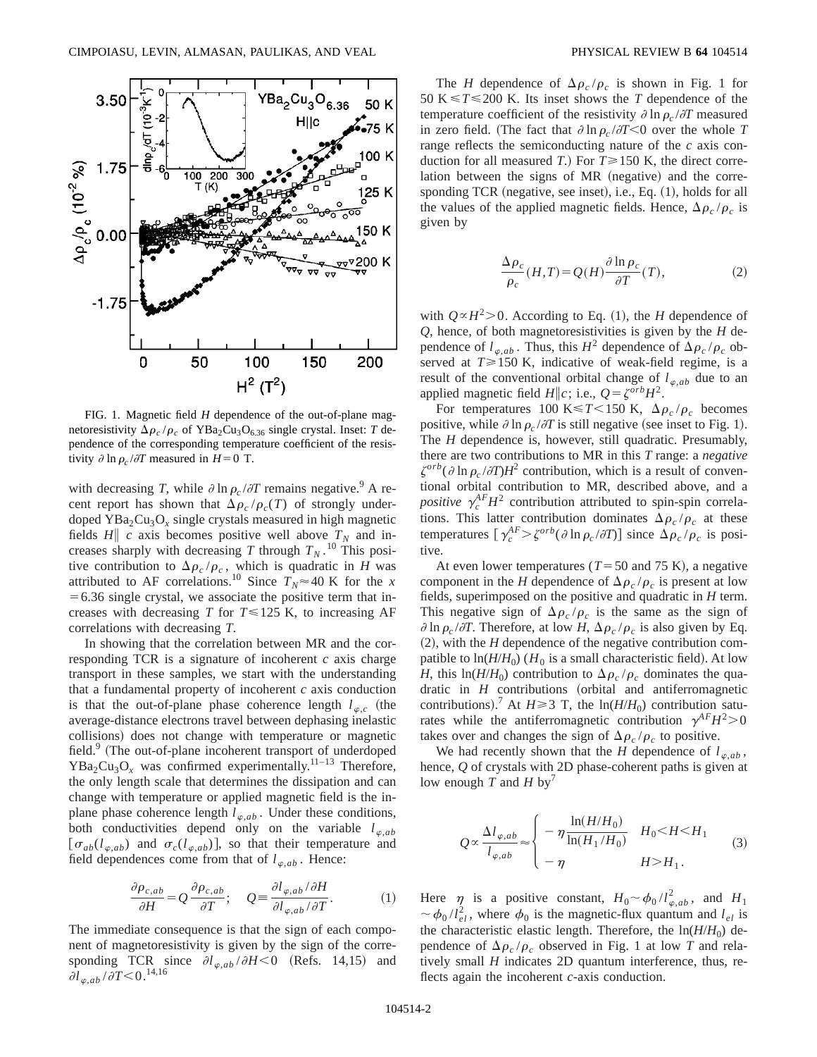FIG. 1. Magnetic field $H$ dependence of the out-of-plane magnetoresistivity $\Delta\rho_c/\rho_c$ of $YBa_2Cu_3O_{6.36}$ single crystal. Inset: $T$ dependence of the corresponding temperature coefficient of the resistivity $\partial \ln \rho_c/\partial T$ measured in $H=0$ T.

with decreasing $T$, while $\partial \ln \rho_c/\partial T$ remains negative.[9] A recent report has shown that $\Delta\rho_c/\rho_c(T)$ of strongly underdoped $YBa_2Cu_3O_x$ single crystals measured in high magnetic fields $H \| c$ axis becomes positive well above $T_N$ and increases sharply with decreasing $T$ through $T_N$.[10] This positive contribution to $\Delta\rho_c/\rho_c$, which is quadratic in $H$ was attributed to AF correlations.[10] Since $T_N \approx 40$ K for the $x = 6.36$ single crystal, we associate the positive term that increases with decreasing $T$ for $T \leqslant 125$ K, to increasing AF correlations with decreasing $T$.

In showing that the correlation between MR and the corresponding TCR is a signature of incoherent $c$ axis charge transport in these samples, we start with the understanding that a fundamental property of incoherent $c$ axis conduction is that the out-of-plane phase coherence length $l_{\varphi,c}$ (the average-distance electrons travel between dephasing inelastic collisions) does not change with temperature or magnetic field.[9] (The out-of-plane incoherent transport of underdoped $YBa_2Cu_3O_x$ was confirmed experimentally.[11–13] Therefore, the only length scale that determines the dissipation and can change with temperature or applied magnetic field is the in-plane phase coherence length $l_{\varphi,ab}$. Under these conditions, both conductivities depend only on the variable $l_{\varphi,ab}$ [$\sigma_{ab}(l_{\varphi,ab})$ and $\sigma_c(l_{\varphi,ab})$], so that their temperature and field dependences come from that of $l_{\varphi,ab}$. Hence:

$$\frac{\partial \rho_{c,ab}}{\partial H} = Q\frac{\partial \rho_{c,ab}}{\partial T}; \quad Q \equiv \frac{\partial l_{\varphi,ab}/\partial H}{\partial l_{\varphi,ab}/\partial T}. \tag{1}$$

The immediate consequence is that the sign of each component of magnetoresistivity is given by the sign of the corresponding TCR since $\partial l_{\varphi,ab}/\partial H < 0$ (Refs. 14,15) and $\partial l_{\varphi,ab}/\partial T < 0$.[14,16]

The $H$ dependence of $\Delta\rho_c/\rho_c$ is shown in Fig. 1 for $50\text{ K} \leqslant T \leqslant 200$ K. Its inset shows the $T$ dependence of the temperature coefficient of the resistivity $\partial \ln \rho_c/\partial T$ measured in zero field. (The fact that $\partial \ln \rho_c/\partial T < 0$ over the whole $T$ range reflects the semiconducting nature of the $c$ axis conduction for all measured $T$.) For $T \geqslant 150$ K, the direct correlation between the signs of MR (negative) and the corresponding TCR (negative, see inset), i.e., Eq. (1), holds for all the values of the applied magnetic fields. Hence, $\Delta\rho_c/\rho_c$ is given by

$$\frac{\Delta\rho_c}{\rho_c}(H,T) = Q(H)\frac{\partial \ln \rho_c}{\partial T}(T), \tag{2}$$

with $Q \propto H^2 > 0$. According to Eq. (1), the $H$ dependence of $Q$, hence, of both magnetoresistivities is given by the $H$ dependence of $l_{\varphi,ab}$. Thus, this $H^2$ dependence of $\Delta\rho_c/\rho_c$ observed at $T \geqslant 150$ K, indicative of weak-field regime, is a result of the conventional orbital change of $l_{\varphi,ab}$ due to an applied magnetic field $H \| c$; i.e., $Q = \zeta^{orb}H^2$.

For temperatures $100\text{ K} \leqslant T < 150$ K, $\Delta\rho_c/\rho_c$ becomes positive, while $\partial \ln \rho_c/\partial T$ is still negative (see inset to Fig. 1). The $H$ dependence is, however, still quadratic. Presumably, there are two contributions to MR in this $T$ range: a *negative* $\zeta^{orb}(\partial \ln \rho_c/\partial T)H^2$ contribution, which is a result of conventional orbital contribution to MR, described above, and a *positive* $\gamma_c^{AF}H^2$ contribution attributed to spin-spin correlations. This latter contribution dominates $\Delta\rho_c/\rho_c$ at these temperatures [$\gamma_c^{AF} > \zeta^{orb}(\partial \ln \rho_c/\partial T)$] since $\Delta\rho_c/\rho_c$ is positive.

At even lower temperatures ($T = 50$ and 75 K), a negative component in the $H$ dependence of $\Delta\rho_c/\rho_c$ is present at low fields, superimposed on the positive and quadratic in $H$ term. This negative sign of $\Delta\rho_c/\rho_c$ is the same as the sign of $\partial \ln \rho_c/\partial T$. Therefore, at low $H$, $\Delta\rho_c/\rho_c$ is also given by Eq. (2), with the $H$ dependence of the negative contribution compatible to $\ln(H/H_0)$ ($H_0$ is a small characteristic field). At low $H$, this $\ln(H/H_0)$ contribution to $\Delta\rho_c/\rho_c$ dominates the quadratic in $H$ contributions (orbital and antiferromagnetic contributions).[7] At $H \geqslant 3$ T, the $\ln(H/H_0)$ contribution saturates while the antiferromagnetic contribution $\gamma^{AF}H^2 > 0$ takes over and changes the sign of $\Delta\rho_c/\rho_c$ to positive.

We had recently shown that the $H$ dependence of $l_{\varphi,ab}$, hence, $Q$ of crystals with 2D phase-coherent paths is given at low enough $T$ and $H$ by[7]

$$Q \propto \frac{\Delta l_{\varphi,ab}}{l_{\varphi,ab}} \approx \begin{cases} -\eta \dfrac{\ln(H/H_0)}{\ln(H_1/H_0)} & H_0 < H < H_1 \\ -\eta & H > H_1. \end{cases} \tag{3}$$

Here $\eta$ is a positive constant, $H_0 \sim \phi_0/l_{\varphi,ab}^2$, and $H_1 \sim \phi_0/l_{el}^2$, where $\phi_0$ is the magnetic-flux quantum and $l_{el}$ is the characteristic elastic length. Therefore, the $\ln(H/H_0)$ dependence of $\Delta\rho_c/\rho_c$ observed in Fig. 1 at low $T$ and relatively small $H$ indicates 2D quantum interference, thus, reflects again the incoherent $c$-axis conduction.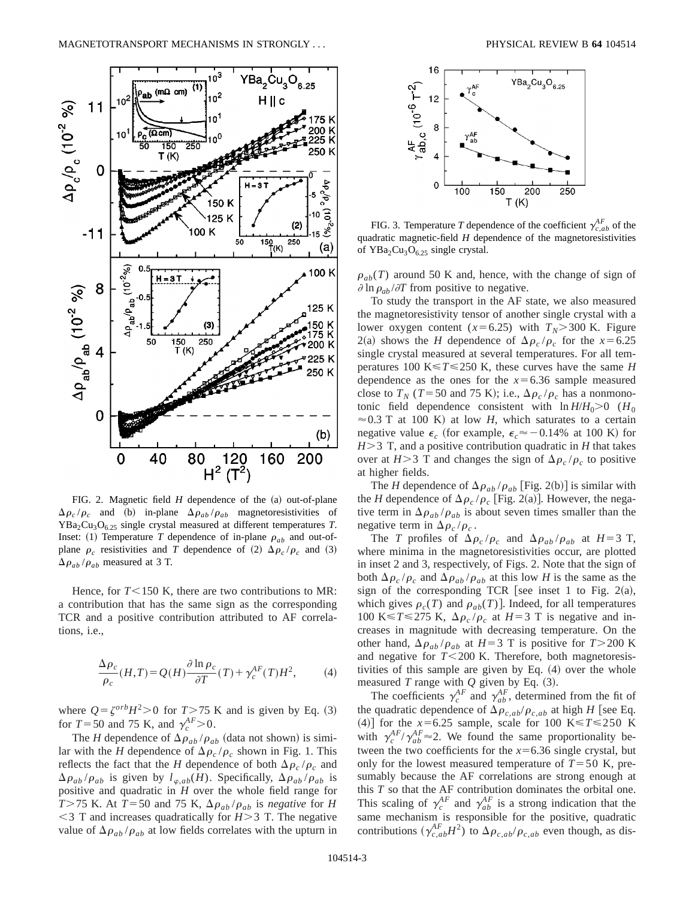FIG. 2. Magnetic field $H$ dependence of the (a) out-of-plane $\Delta\rho_c/\rho_c$ and (b) in-plane $\Delta\rho_{ab}/\rho_{ab}$ magnetoresistivities of $YBa_2Cu_3O_{6.25}$ single crystal measured at different temperatures $T$. Inset: (1) Temperature $T$ dependence of in-plane $\rho_{ab}$ and out-of-plane $\rho_c$ resistivities and $T$ dependence of (2) $\Delta\rho_c/\rho_c$ and (3) $\Delta\rho_{ab}/\rho_{ab}$ measured at 3 T.

Hence, for $T<150$ K, there are two contributions to MR: a contribution that has the same sign as the corresponding TCR and a positive contribution attributed to AF correlations, i.e.,

$$\frac{\Delta\rho_c}{\rho_c}(H,T)=Q(H)\frac{\partial \ln \rho_c}{\partial T}(T)+\gamma_c^{AF}(T)H^2, \qquad (4)$$

where $Q=\zeta^{orb}H^2>0$ for $T>75$ K and is given by Eq. (3) for $T=50$ and 75 K, and $\gamma_c^{AF}>0$.

The $H$ dependence of $\Delta\rho_{ab}/\rho_{ab}$ (data not shown) is similar with the $H$ dependence of $\Delta\rho_c/\rho_c$ shown in Fig. 1. This reflects the fact that the $H$ dependence of both $\Delta\rho_c/\rho_c$ and $\Delta\rho_{ab}/\rho_{ab}$ is given by $l_{\varphi,ab}(H)$. Specifically, $\Delta\rho_{ab}/\rho_{ab}$ is positive and quadratic in $H$ over the whole field range for $T>75$ K. At $T=50$ and 75 K, $\Delta\rho_{ab}/\rho_{ab}$ is *negative* for $H<3$ T and increases quadratically for $H>3$ T. The negative value of $\Delta\rho_{ab}/\rho_{ab}$ at low fields correlates with the upturn in $\rho_{ab}(T)$ around 50 K and, hence, with the change of sign of $\partial \ln \rho_{ab}/\partial T$ from positive to negative.

FIG. 3. Temperature $T$ dependence of the coefficient $\gamma_{c,ab}^{AF}$ of the quadratic magnetic-field $H$ dependence of the magnetoresistivities of $YBa_2Cu_3O_{6.25}$ single crystal.

To study the transport in the AF state, we also measured the magnetoresistivity tensor of another single crystal with a lower oxygen content ($x=6.25$) with $T_N>300$ K. Figure 2(a) shows the $H$ dependence of $\Delta\rho_c/\rho_c$ for the $x=6.25$ single crystal measured at several temperatures. For all temperatures 100 K$\leqslant T \leqslant$250 K, these curves have the same $H$ dependence as the ones for the $x=6.36$ sample measured close to $T_N$ ($T=50$ and 75 K); i.e., $\Delta\rho_c/\rho_c$ has a nonmonotonic field dependence consistent with $\ln H/H_0>0$ ($H_0 \approx 0.3$ T at 100 K) at low $H$, which saturates to a certain negative value $\epsilon_c$ (for example, $\epsilon_c\approx -0.14\%$ at 100 K) for $H>3$ T, and a positive contribution quadratic in $H$ that takes over at $H>3$ T and changes the sign of $\Delta\rho_c/\rho_c$ to positive at higher fields.

The $H$ dependence of $\Delta\rho_{ab}/\rho_{ab}$ [Fig. 2(b)] is similar with the $H$ dependence of $\Delta\rho_c/\rho_c$ [Fig. 2(a)]. However, the negative term in $\Delta\rho_{ab}/\rho_{ab}$ is about seven times smaller than the negative term in $\Delta\rho_c/\rho_c$.

The $T$ profiles of $\Delta\rho_c/\rho_c$ and $\Delta\rho_{ab}/\rho_{ab}$ at $H=3$ T, where minima in the magnetoresistivities occur, are plotted in inset 2 and 3, respectively, of Figs. 2. Note that the sign of both $\Delta\rho_c/\rho_c$ and $\Delta\rho_{ab}/\rho_{ab}$ at this low $H$ is the same as the sign of the corresponding TCR [see inset 1 to Fig. 2(a), which gives $\rho_c(T)$ and $\rho_{ab}(T)$]. Indeed, for all temperatures 100 K$\leqslant T \leqslant$275 K, $\Delta\rho_c/\rho_c$ at $H=3$ T is negative and increases in magnitude with decreasing temperature. On the other hand, $\Delta\rho_{ab}/\rho_{ab}$ at $H=3$ T is positive for $T>200$ K and negative for $T<200$ K. Therefore, both magnetoresistivities of this sample are given by Eq. (4) over the whole measured $T$ range with $Q$ given by Eq. (3).

The coefficients $\gamma_c^{AF}$ and $\gamma_{ab}^{AF}$, determined from the fit of the quadratic dependence of $\Delta\rho_{c,ab}/\rho_{c,ab}$ at high $H$ [see Eq. (4)] for the $x=6.25$ sample, scale for 100 K$\leqslant T \leqslant$250 K with $\gamma_c^{AF}/\gamma_{ab}^{AF}\approx 2$. We found the same proportionality between the two coefficients for the $x=6.36$ single crystal, but only for the lowest measured temperature of $T=50$ K, presumably because the AF correlations are strong enough at this $T$ so that the AF contribution dominates the orbital one. This scaling of $\gamma_c^{AF}$ and $\gamma_{ab}^{AF}$ is a strong indication that the same mechanism is responsible for the positive, quadratic contributions ($\gamma_{c,ab}^{AF}H^2$) to $\Delta\rho_{c,ab}/\rho_{c,ab}$ even though, as dis-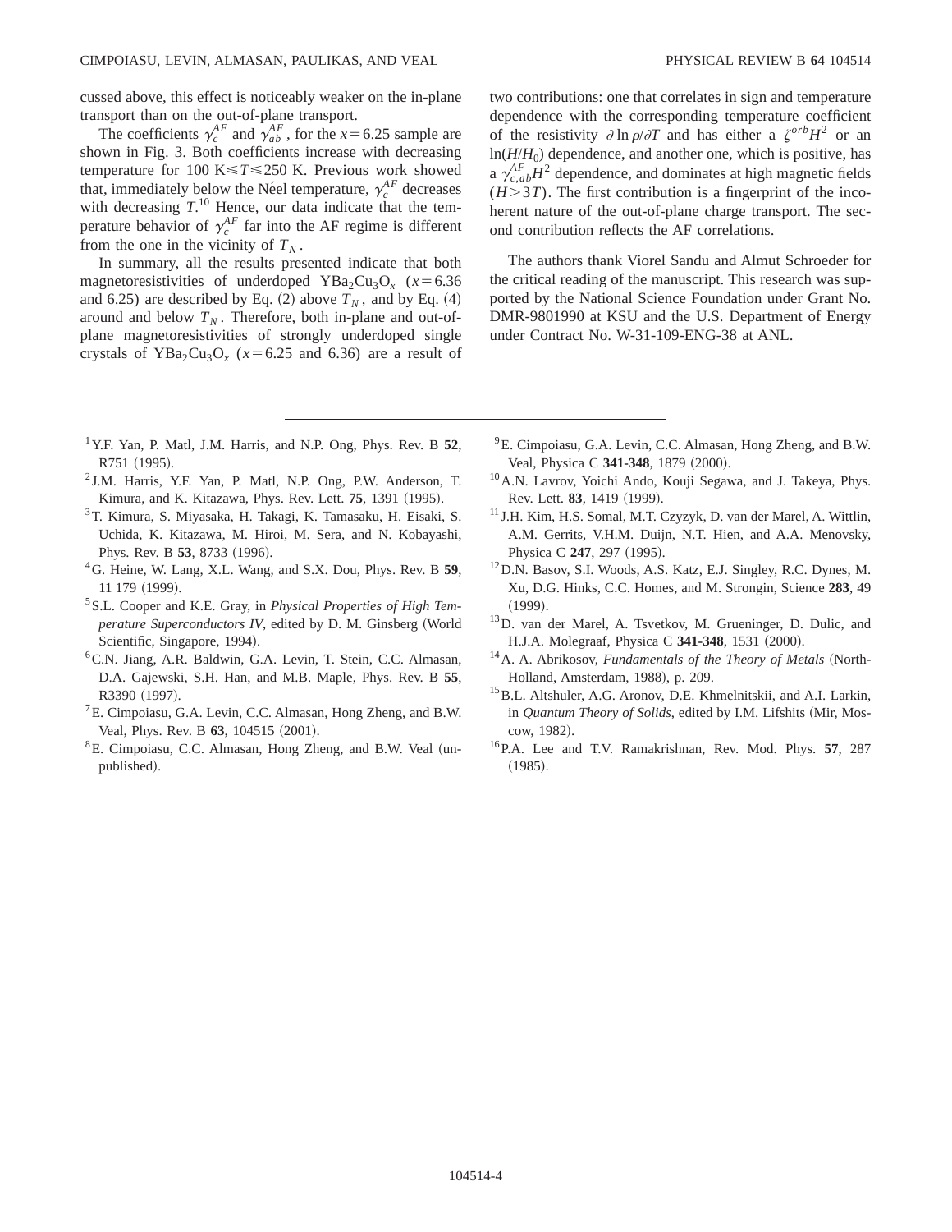cussed above, this effect is noticeably weaker on the in-plane transport than on the out-of-plane transport.

The coefficients $\gamma_c^{AF}$ and $\gamma_{ab}^{AF}$, for the $x=6.25$ sample are shown in Fig. 3. Both coefficients increase with decreasing temperature for 100 K $\leqslant T \leqslant$ 250 K. Previous work showed that, immediately below the Néel temperature, $\gamma_c^{AF}$ decreases with decreasing $T$.[10] Hence, our data indicate that the temperature behavior of $\gamma_c^{AF}$ far into the AF regime is different from the one in the vicinity of $T_N$.

In summary, all the results presented indicate that both magnetoresistivities of underdoped $YBa_2Cu_3O_x$ ($x=6.36$ and 6.25) are described by Eq. (2) above $T_N$, and by Eq. (4) around and below $T_N$. Therefore, both in-plane and out-of-plane magnetoresistivities of strongly underdoped single crystals of $YBa_2Cu_3O_x$ ($x=6.25$ and 6.36) are a result of two contributions: one that correlates in sign and temperature dependence with the corresponding temperature coefficient of the resistivity $\partial \ln \rho/\partial T$ and has either a $\zeta^{orb}H^2$ or an $\ln(H/H_0)$ dependence, and another one, which is positive, has a $\gamma_{c,ab}^{AF}H^2$ dependence, and dominates at high magnetic fields ($H>3T$). The first contribution is a fingerprint of the incoherent nature of the out-of-plane charge transport. The second contribution reflects the AF correlations.

The authors thank Viorel Sandu and Almut Schroeder for the critical reading of the manuscript. This research was supported by the National Science Foundation under Grant No. DMR-9801990 at KSU and the U.S. Department of Energy under Contract No. W-31-109-ENG-38 at ANL.

---

[1] Y.F. Yan, P. Matl, J.M. Harris, and N.P. Ong, Phys. Rev. B **52**, R751 (1995).

[2] J.M. Harris, Y.F. Yan, P. Matl, N.P. Ong, P.W. Anderson, T. Kimura, and K. Kitazawa, Phys. Rev. Lett. **75**, 1391 (1995).

[3] T. Kimura, S. Miyasaka, H. Takagi, K. Tamasaku, H. Eisaki, S. Uchida, K. Kitazawa, M. Hiroi, M. Sera, and N. Kobayashi, Phys. Rev. B **53**, 8733 (1996).

[4] G. Heine, W. Lang, X.L. Wang, and S.X. Dou, Phys. Rev. B **59**, 11 179 (1999).

[5] S.L. Cooper and K.E. Gray, in *Physical Properties of High Temperature Superconductors IV*, edited by D. M. Ginsberg (World Scientific, Singapore, 1994).

[6] C.N. Jiang, A.R. Baldwin, G.A. Levin, T. Stein, C.C. Almasan, D.A. Gajewski, S.H. Han, and M.B. Maple, Phys. Rev. B **55**, R3390 (1997).

[7] E. Cimpoiasu, G.A. Levin, C.C. Almasan, Hong Zheng, and B.W. Veal, Phys. Rev. B **63**, 104515 (2001).

[8] E. Cimpoiasu, C.C. Almasan, Hong Zheng, and B.W. Veal (unpublished).

[9] E. Cimpoiasu, G.A. Levin, C.C. Almasan, Hong Zheng, and B.W. Veal, Physica C **341-348**, 1879 (2000).

[10] A.N. Lavrov, Yoichi Ando, Kouji Segawa, and J. Takeya, Phys. Rev. Lett. **83**, 1419 (1999).

[11] J.H. Kim, H.S. Somal, M.T. Czyzyk, D. van der Marel, A. Wittlin, A.M. Gerrits, V.H.M. Duijn, N.T. Hien, and A.A. Menovsky, Physica C **247**, 297 (1995).

[12] D.N. Basov, S.I. Woods, A.S. Katz, E.J. Singley, R.C. Dynes, M. Xu, D.G. Hinks, C.C. Homes, and M. Strongin, Science **283**, 49 (1999).

[13] D. van der Marel, A. Tsvetkov, M. Grueninger, D. Dulic, and H.J.A. Molegraaf, Physica C **341-348**, 1531 (2000).

[14] A. A. Abrikosov, *Fundamentals of the Theory of Metals* (North-Holland, Amsterdam, 1988), p. 209.

[15] B.L. Altshuler, A.G. Aronov, D.E. Khmelnitskii, and A.I. Larkin, in *Quantum Theory of Solids*, edited by I.M. Lifshits (Mir, Moscow, 1982).

[16] P.A. Lee and T.V. Ramakrishnan, Rev. Mod. Phys. **57**, 287 (1985).